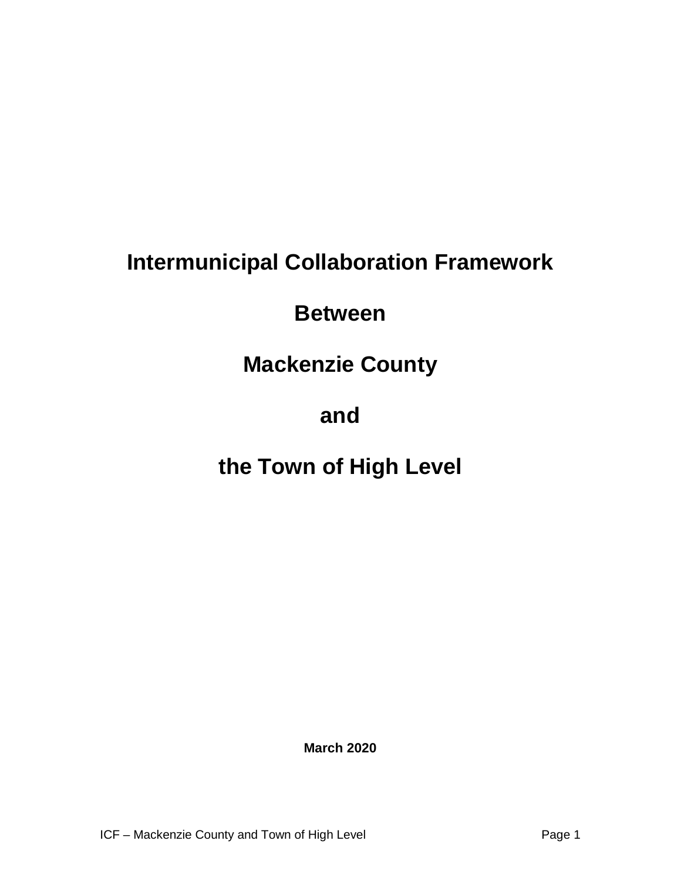# Intermunicipal Collaboration Framework

# Between

# Mackenzie County

# and

# the Town of High Level

**March 2020**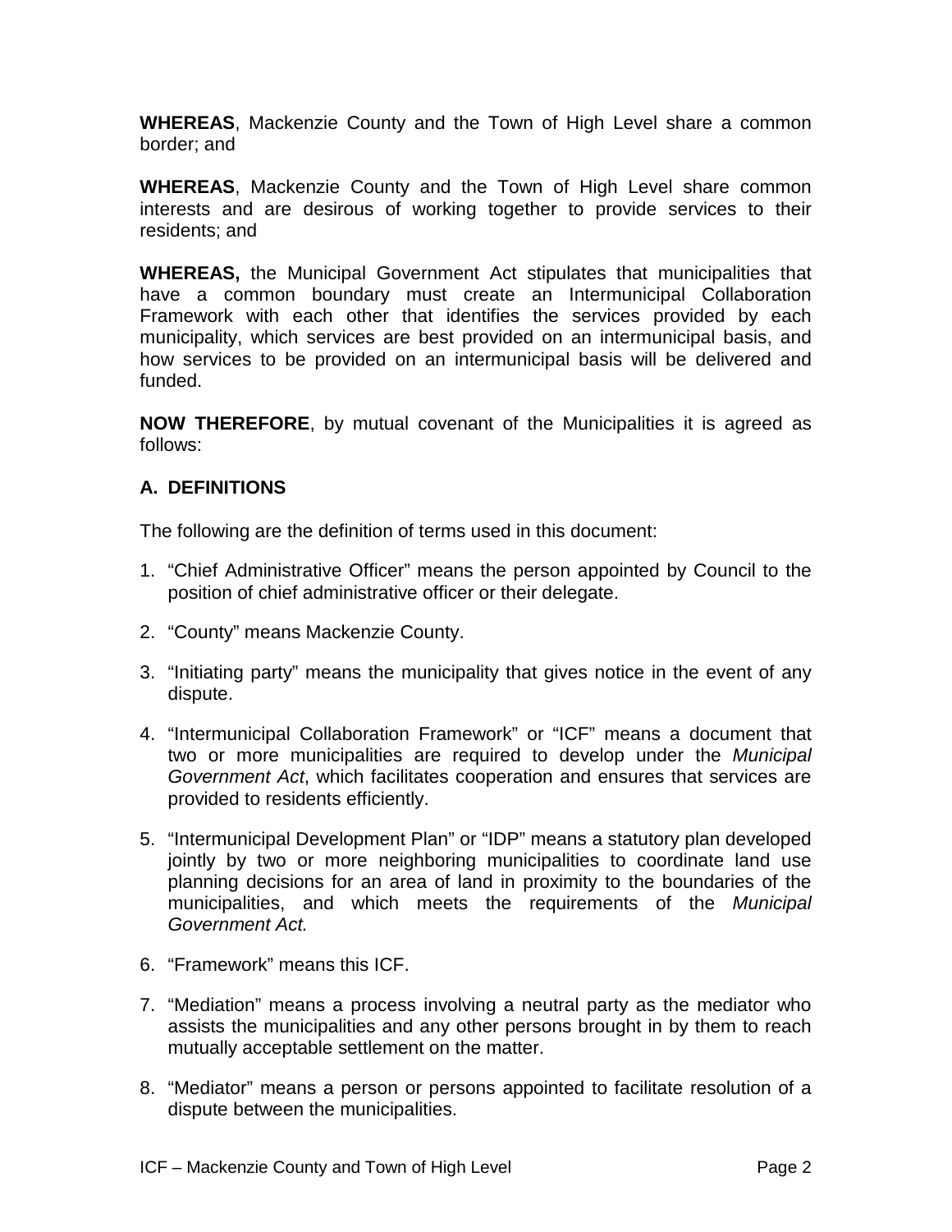**WHEREAS**, Mackenzie County and the Town of High Level share a common border; and

**WHEREAS**, Mackenzie County and the Town of High Level share common interests and are desirous of working together to provide services to their residents; and

**WHEREAS,** the Municipal Government Act stipulates that municipalities that have a common boundary must create an Intermunicipal Collaboration Framework with each other that identifies the services provided by each municipality, which services are best provided on an intermunicipal basis, and how services to be provided on an intermunicipal basis will be delivered and funded.

**NOW THEREFORE**, by mutual covenant of the Municipalities it is agreed as follows:

### A. DEFINITIONS

The following are the definition of terms used in this document:

1. "Chief Administrative Officer" means the person appointed by Council to the position of chief administrative officer or their delegate.
2. "County" means Mackenzie County.
3. "Initiating party" means the municipality that gives notice in the event of any dispute.
4. "Intermunicipal Collaboration Framework" or "ICF" means a document that two or more municipalities are required to develop under the *Municipal Government Act*, which facilitates cooperation and ensures that services are provided to residents efficiently.
5. "Intermunicipal Development Plan" or "IDP" means a statutory plan developed jointly by two or more neighboring municipalities to coordinate land use planning decisions for an area of land in proximity to the boundaries of the municipalities, and which meets the requirements of the *Municipal Government Act.*
6. "Framework" means this ICF.
7. "Mediation" means a process involving a neutral party as the mediator who assists the municipalities and any other persons brought in by them to reach mutually acceptable settlement on the matter.
8. "Mediator" means a person or persons appointed to facilitate resolution of a dispute between the municipalities.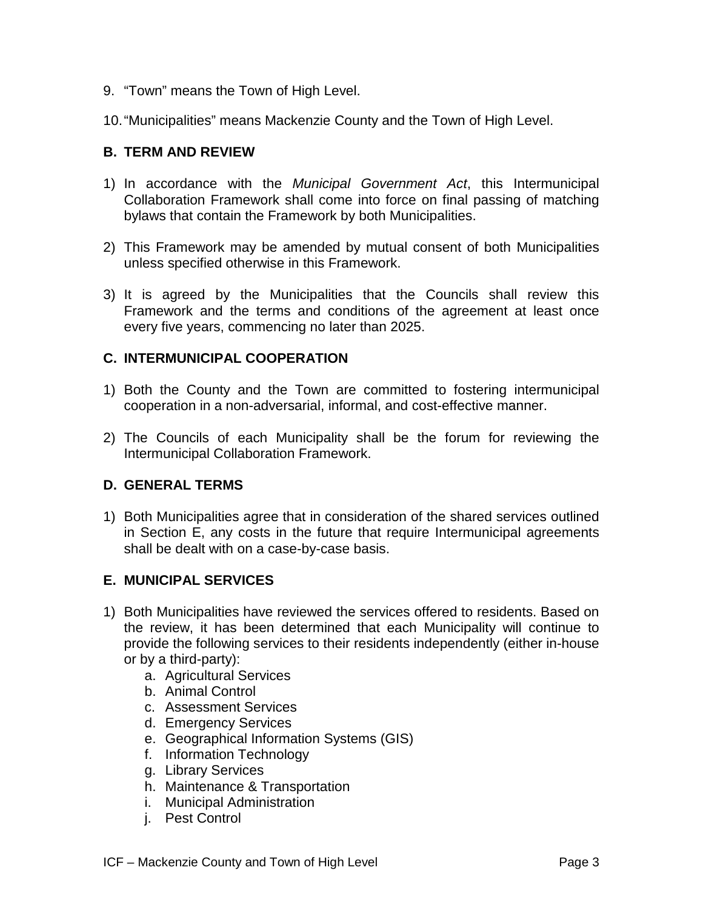9. "Town" means the Town of High Level.

10. "Municipalities" means Mackenzie County and the Town of High Level.

## B. TERM AND REVIEW

1) In accordance with the *Municipal Government Act*, this Intermunicipal Collaboration Framework shall come into force on final passing of matching bylaws that contain the Framework by both Municipalities.

2) This Framework may be amended by mutual consent of both Municipalities unless specified otherwise in this Framework.

3) It is agreed by the Municipalities that the Councils shall review this Framework and the terms and conditions of the agreement at least once every five years, commencing no later than 2025.

## C. INTERMUNICIPAL COOPERATION

1) Both the County and the Town are committed to fostering intermunicipal cooperation in a non-adversarial, informal, and cost-effective manner.

2) The Councils of each Municipality shall be the forum for reviewing the Intermunicipal Collaboration Framework.

## D. GENERAL TERMS

1) Both Municipalities agree that in consideration of the shared services outlined in Section E, any costs in the future that require Intermunicipal agreements shall be dealt with on a case-by-case basis.

## E. MUNICIPAL SERVICES

1) Both Municipalities have reviewed the services offered to residents. Based on the review, it has been determined that each Municipality will continue to provide the following services to their residents independently (either in-house or by a third-party):
   a. Agricultural Services
   b. Animal Control
   c. Assessment Services
   d. Emergency Services
   e. Geographical Information Systems (GIS)
   f. Information Technology
   g. Library Services
   h. Maintenance & Transportation
   i. Municipal Administration
   j. Pest Control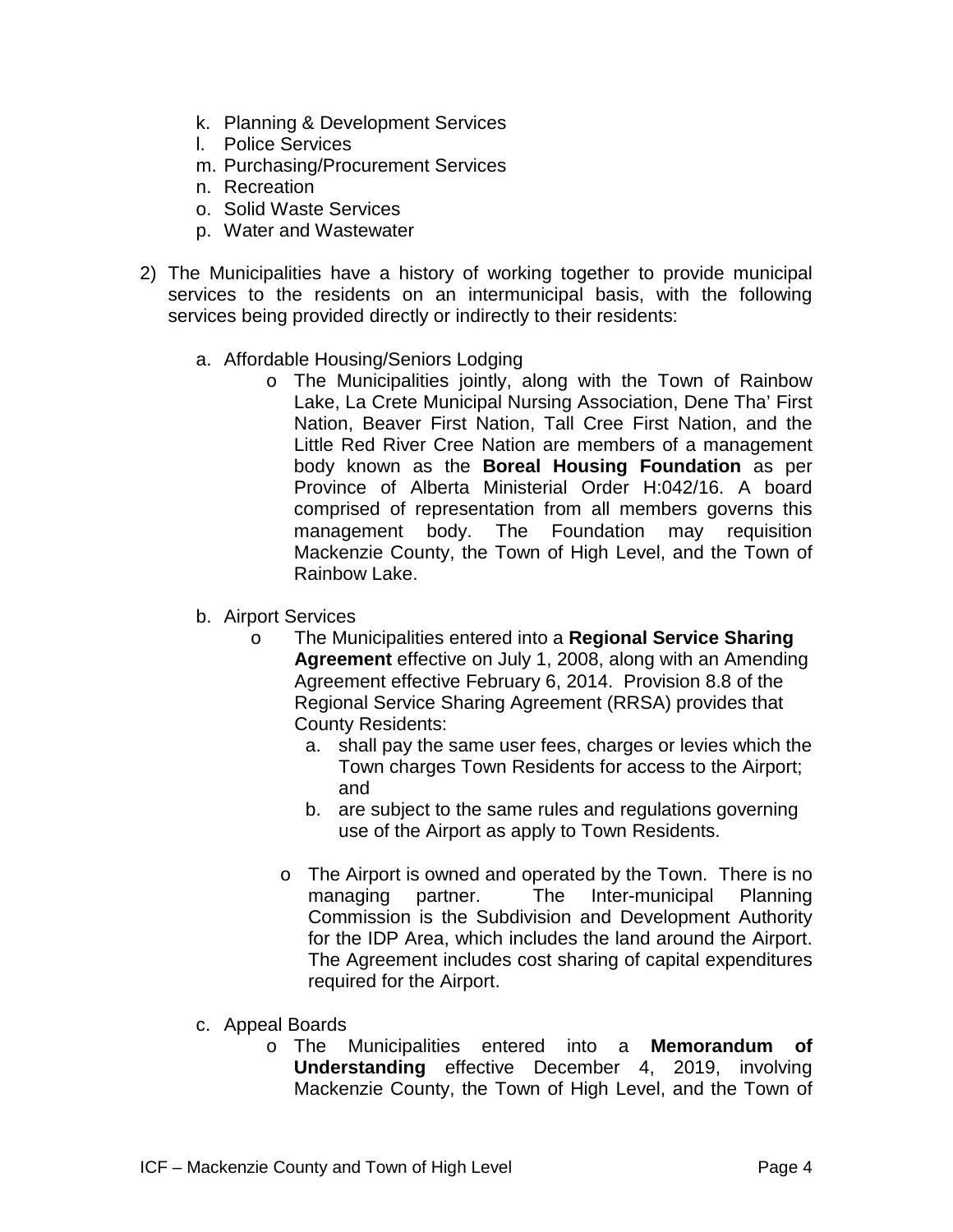k. Planning & Development Services
l. Police Services
m. Purchasing/Procurement Services
n. Recreation
o. Solid Waste Services
p. Water and Wastewater

2) The Municipalities have a history of working together to provide municipal services to the residents on an intermunicipal basis, with the following services being provided directly or indirectly to their residents:

   a. Affordable Housing/Seniors Lodging
      - The Municipalities jointly, along with the Town of Rainbow Lake, La Crete Municipal Nursing Association, Dene Tha' First Nation, Beaver First Nation, Tall Cree First Nation, and the Little Red River Cree Nation are members of a management body known as the **Boreal Housing Foundation** as per Province of Alberta Ministerial Order H:042/16. A board comprised of representation from all members governs this management body. The Foundation may requisition Mackenzie County, the Town of High Level, and the Town of Rainbow Lake.

   b. Airport Services
      - The Municipalities entered into a **Regional Service Sharing Agreement** effective on July 1, 2008, along with an Amending Agreement effective February 6, 2014. Provision 8.8 of the Regional Service Sharing Agreement (RRSA) provides that County Residents:
         a. shall pay the same user fees, charges or levies which the Town charges Town Residents for access to the Airport; and
         b. are subject to the same rules and regulations governing use of the Airport as apply to Town Residents.
      - The Airport is owned and operated by the Town. There is no managing partner. The Inter-municipal Planning Commission is the Subdivision and Development Authority for the IDP Area, which includes the land around the Airport. The Agreement includes cost sharing of capital expenditures required for the Airport.

   c. Appeal Boards
      - The Municipalities entered into a **Memorandum of Understanding** effective December 4, 2019, involving Mackenzie County, the Town of High Level, and the Town of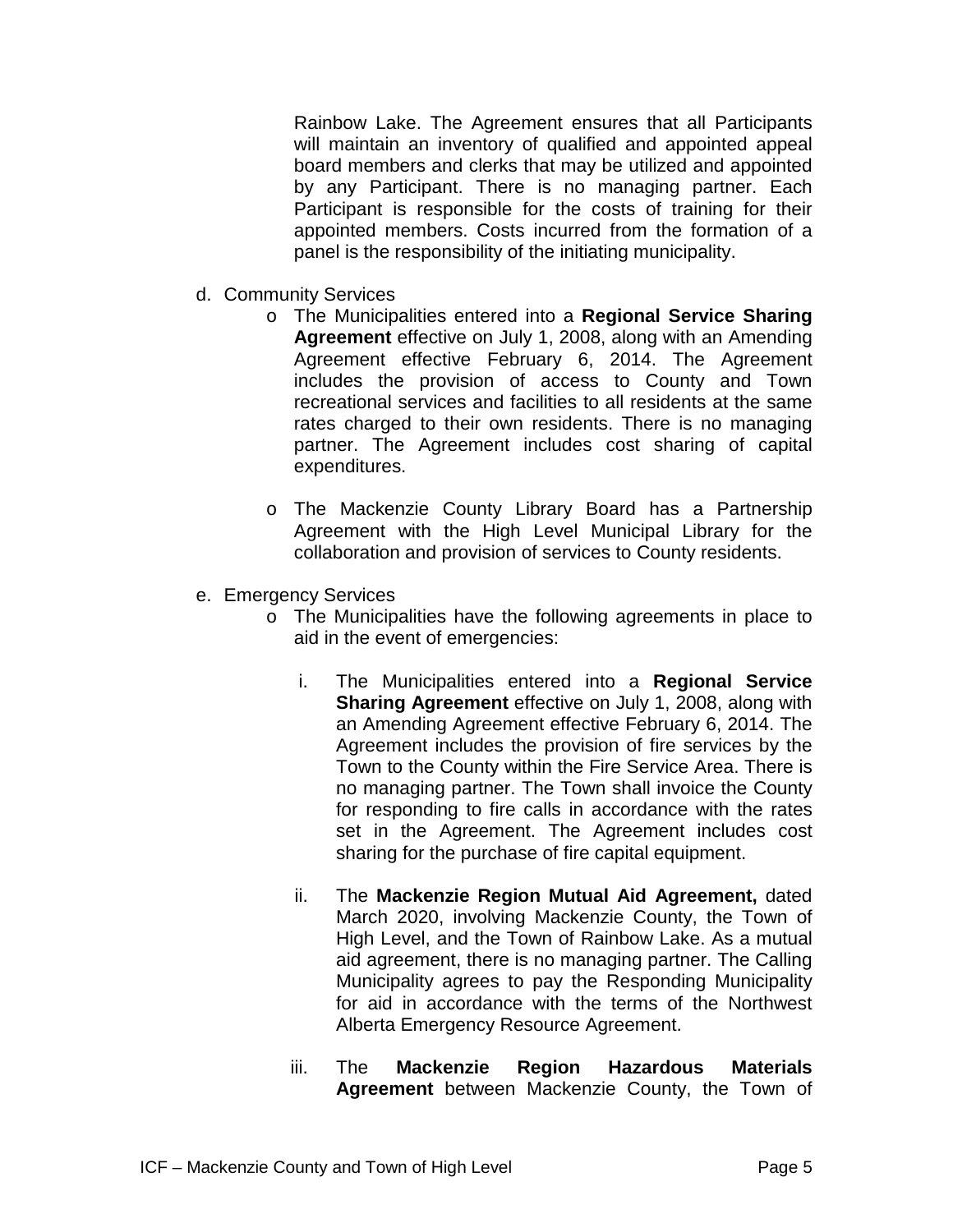Rainbow Lake. The Agreement ensures that all Participants will maintain an inventory of qualified and appointed appeal board members and clerks that may be utilized and appointed by any Participant. There is no managing partner. Each Participant is responsible for the costs of training for their appointed members. Costs incurred from the formation of a panel is the responsibility of the initiating municipality.

d. Community Services
   - The Municipalities entered into a **Regional Service Sharing Agreement** effective on July 1, 2008, along with an Amending Agreement effective February 6, 2014. The Agreement includes the provision of access to County and Town recreational services and facilities to all residents at the same rates charged to their own residents. There is no managing partner. The Agreement includes cost sharing of capital expenditures.

   - The Mackenzie County Library Board has a Partnership Agreement with the High Level Municipal Library for the collaboration and provision of services to County residents.

e. Emergency Services
   - The Municipalities have the following agreements in place to aid in the event of emergencies:

     i. The Municipalities entered into a **Regional Service Sharing Agreement** effective on July 1, 2008, along with an Amending Agreement effective February 6, 2014. The Agreement includes the provision of fire services by the Town to the County within the Fire Service Area. There is no managing partner. The Town shall invoice the County for responding to fire calls in accordance with the rates set in the Agreement. The Agreement includes cost sharing for the purchase of fire capital equipment.

     ii. The **Mackenzie Region Mutual Aid Agreement,** dated March 2020, involving Mackenzie County, the Town of High Level, and the Town of Rainbow Lake. As a mutual aid agreement, there is no managing partner. The Calling Municipality agrees to pay the Responding Municipality for aid in accordance with the terms of the Northwest Alberta Emergency Resource Agreement.

     iii. The **Mackenzie Region Hazardous Materials Agreement** between Mackenzie County, the Town of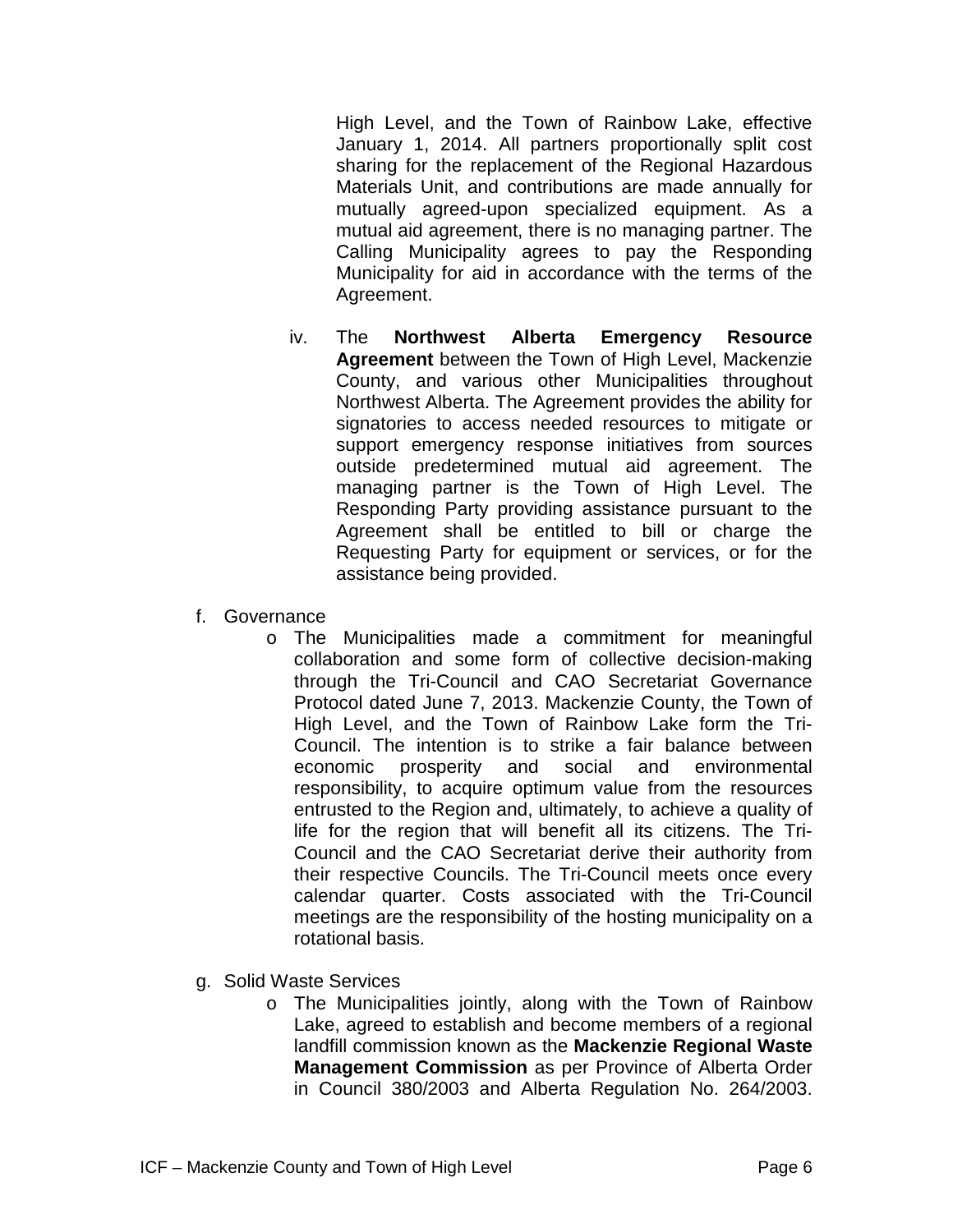High Level, and the Town of Rainbow Lake, effective January 1, 2014. All partners proportionally split cost sharing for the replacement of the Regional Hazardous Materials Unit, and contributions are made annually for mutually agreed-upon specialized equipment. As a mutual aid agreement, there is no managing partner. The Calling Municipality agrees to pay the Responding Municipality for aid in accordance with the terms of the Agreement.

iv. The **Northwest Alberta Emergency Resource Agreement** between the Town of High Level, Mackenzie County, and various other Municipalities throughout Northwest Alberta. The Agreement provides the ability for signatories to access needed resources to mitigate or support emergency response initiatives from sources outside predetermined mutual aid agreement. The managing partner is the Town of High Level. The Responding Party providing assistance pursuant to the Agreement shall be entitled to bill or charge the Requesting Party for equipment or services, or for the assistance being provided.

f. Governance

- The Municipalities made a commitment for meaningful collaboration and some form of collective decision-making through the Tri-Council and CAO Secretariat Governance Protocol dated June 7, 2013. Mackenzie County, the Town of High Level, and the Town of Rainbow Lake form the Tri-Council. The intention is to strike a fair balance between economic prosperity and social and environmental responsibility, to acquire optimum value from the resources entrusted to the Region and, ultimately, to achieve a quality of life for the region that will benefit all its citizens. The Tri-Council and the CAO Secretariat derive their authority from their respective Councils. The Tri-Council meets once every calendar quarter. Costs associated with the Tri-Council meetings are the responsibility of the hosting municipality on a rotational basis.

g. Solid Waste Services

- The Municipalities jointly, along with the Town of Rainbow Lake, agreed to establish and become members of a regional landfill commission known as the **Mackenzie Regional Waste Management Commission** as per Province of Alberta Order in Council 380/2003 and Alberta Regulation No. 264/2003.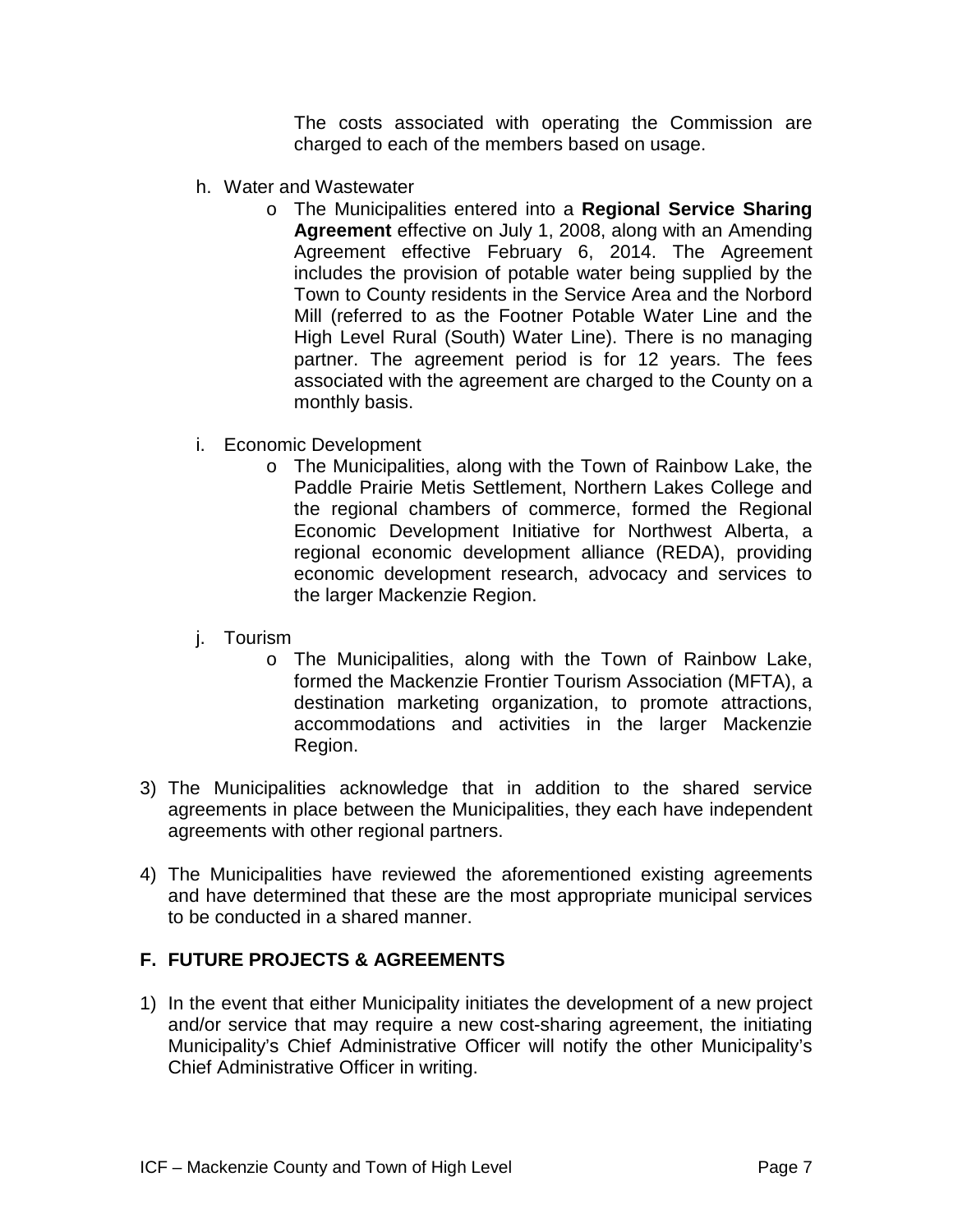The costs associated with operating the Commission are charged to each of the members based on usage.

h. Water and Wastewater
   - The Municipalities entered into a **Regional Service Sharing Agreement** effective on July 1, 2008, along with an Amending Agreement effective February 6, 2014. The Agreement includes the provision of potable water being supplied by the Town to County residents in the Service Area and the Norbord Mill (referred to as the Footner Potable Water Line and the High Level Rural (South) Water Line). There is no managing partner. The agreement period is for 12 years. The fees associated with the agreement are charged to the County on a monthly basis.

i. Economic Development
   - The Municipalities, along with the Town of Rainbow Lake, the Paddle Prairie Metis Settlement, Northern Lakes College and the regional chambers of commerce, formed the Regional Economic Development Initiative for Northwest Alberta, a regional economic development alliance (REDA), providing economic development research, advocacy and services to the larger Mackenzie Region.

j. Tourism
   - The Municipalities, along with the Town of Rainbow Lake, formed the Mackenzie Frontier Tourism Association (MFTA), a destination marketing organization, to promote attractions, accommodations and activities in the larger Mackenzie Region.

3) The Municipalities acknowledge that in addition to the shared service agreements in place between the Municipalities, they each have independent agreements with other regional partners.

4) The Municipalities have reviewed the aforementioned existing agreements and have determined that these are the most appropriate municipal services to be conducted in a shared manner.

## F. FUTURE PROJECTS & AGREEMENTS

1) In the event that either Municipality initiates the development of a new project and/or service that may require a new cost-sharing agreement, the initiating Municipality's Chief Administrative Officer will notify the other Municipality's Chief Administrative Officer in writing.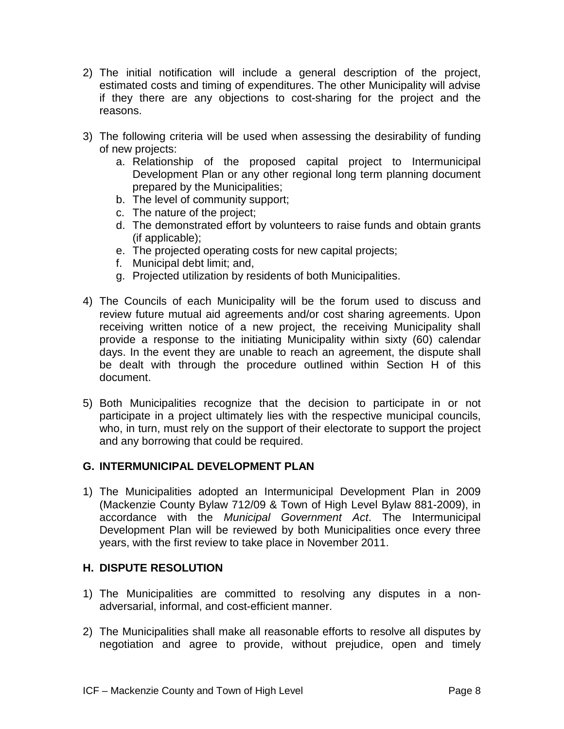2) The initial notification will include a general description of the project, estimated costs and timing of expenditures. The other Municipality will advise if they there are any objections to cost-sharing for the project and the reasons.

3) The following criteria will be used when assessing the desirability of funding of new projects:
   a. Relationship of the proposed capital project to Intermunicipal Development Plan or any other regional long term planning document prepared by the Municipalities;
   b. The level of community support;
   c. The nature of the project;
   d. The demonstrated effort by volunteers to raise funds and obtain grants (if applicable);
   e. The projected operating costs for new capital projects;
   f. Municipal debt limit; and,
   g. Projected utilization by residents of both Municipalities.

4) The Councils of each Municipality will be the forum used to discuss and review future mutual aid agreements and/or cost sharing agreements. Upon receiving written notice of a new project, the receiving Municipality shall provide a response to the initiating Municipality within sixty (60) calendar days. In the event they are unable to reach an agreement, the dispute shall be dealt with through the procedure outlined within Section H of this document.

5) Both Municipalities recognize that the decision to participate in or not participate in a project ultimately lies with the respective municipal councils, who, in turn, must rely on the support of their electorate to support the project and any borrowing that could be required.

## G. INTERMUNICIPAL DEVELOPMENT PLAN

1) The Municipalities adopted an Intermunicipal Development Plan in 2009 (Mackenzie County Bylaw 712/09 & Town of High Level Bylaw 881-2009), in accordance with the *Municipal Government Act*. The Intermunicipal Development Plan will be reviewed by both Municipalities once every three years, with the first review to take place in November 2011.

## H. DISPUTE RESOLUTION

1) The Municipalities are committed to resolving any disputes in a non-adversarial, informal, and cost-efficient manner.

2) The Municipalities shall make all reasonable efforts to resolve all disputes by negotiation and agree to provide, without prejudice, open and timely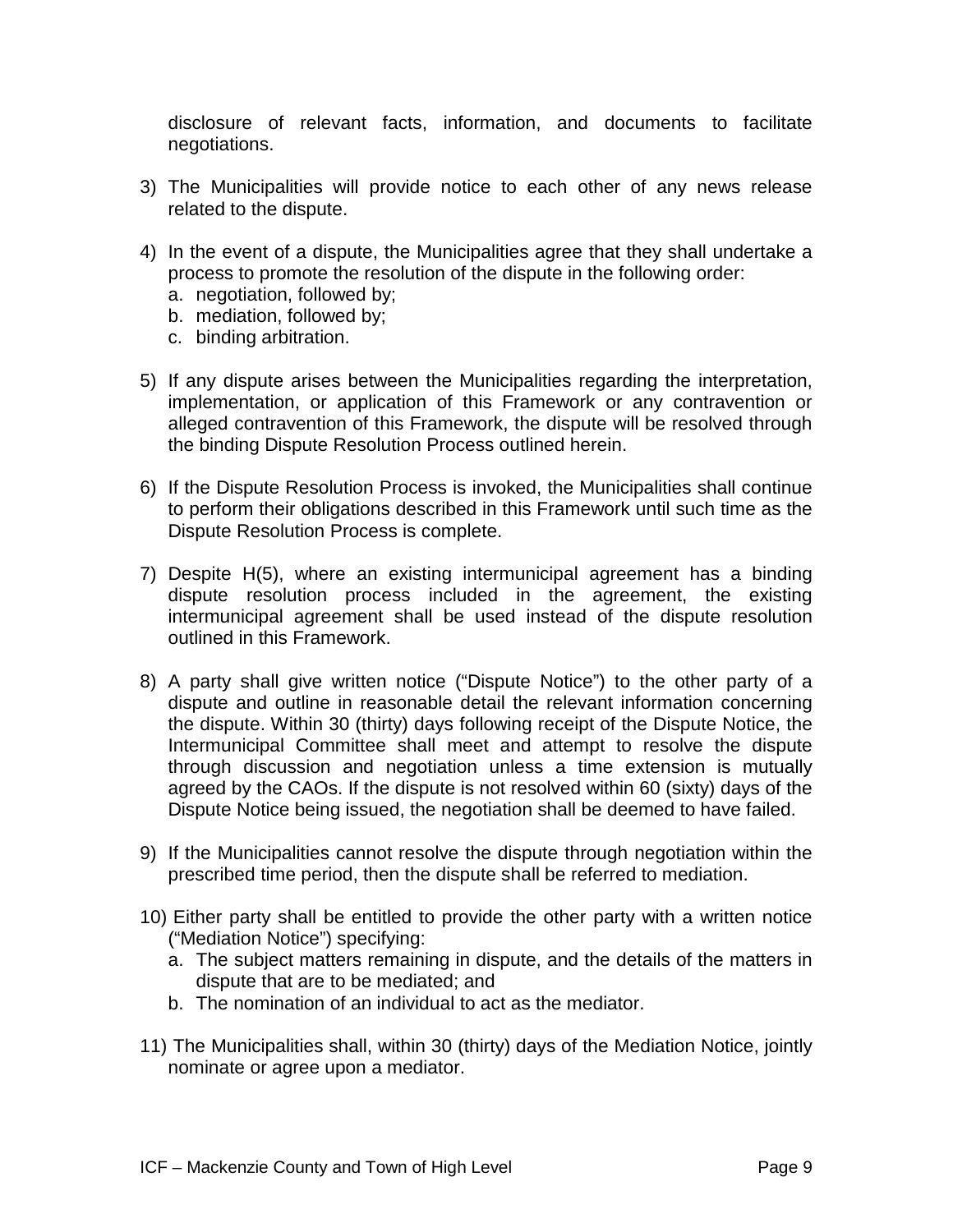disclosure of relevant facts, information, and documents to facilitate negotiations.

3) The Municipalities will provide notice to each other of any news release related to the dispute.

4) In the event of a dispute, the Municipalities agree that they shall undertake a process to promote the resolution of the dispute in the following order:
   a. negotiation, followed by;
   b. mediation, followed by;
   c. binding arbitration.

5) If any dispute arises between the Municipalities regarding the interpretation, implementation, or application of this Framework or any contravention or alleged contravention of this Framework, the dispute will be resolved through the binding Dispute Resolution Process outlined herein.

6) If the Dispute Resolution Process is invoked, the Municipalities shall continue to perform their obligations described in this Framework until such time as the Dispute Resolution Process is complete.

7) Despite H(5), where an existing intermunicipal agreement has a binding dispute resolution process included in the agreement, the existing intermunicipal agreement shall be used instead of the dispute resolution outlined in this Framework.

8) A party shall give written notice ("Dispute Notice") to the other party of a dispute and outline in reasonable detail the relevant information concerning the dispute. Within 30 (thirty) days following receipt of the Dispute Notice, the Intermunicipal Committee shall meet and attempt to resolve the dispute through discussion and negotiation unless a time extension is mutually agreed by the CAOs. If the dispute is not resolved within 60 (sixty) days of the Dispute Notice being issued, the negotiation shall be deemed to have failed.

9) If the Municipalities cannot resolve the dispute through negotiation within the prescribed time period, then the dispute shall be referred to mediation.

10) Either party shall be entitled to provide the other party with a written notice ("Mediation Notice") specifying:
   a. The subject matters remaining in dispute, and the details of the matters in dispute that are to be mediated; and
   b. The nomination of an individual to act as the mediator.

11) The Municipalities shall, within 30 (thirty) days of the Mediation Notice, jointly nominate or agree upon a mediator.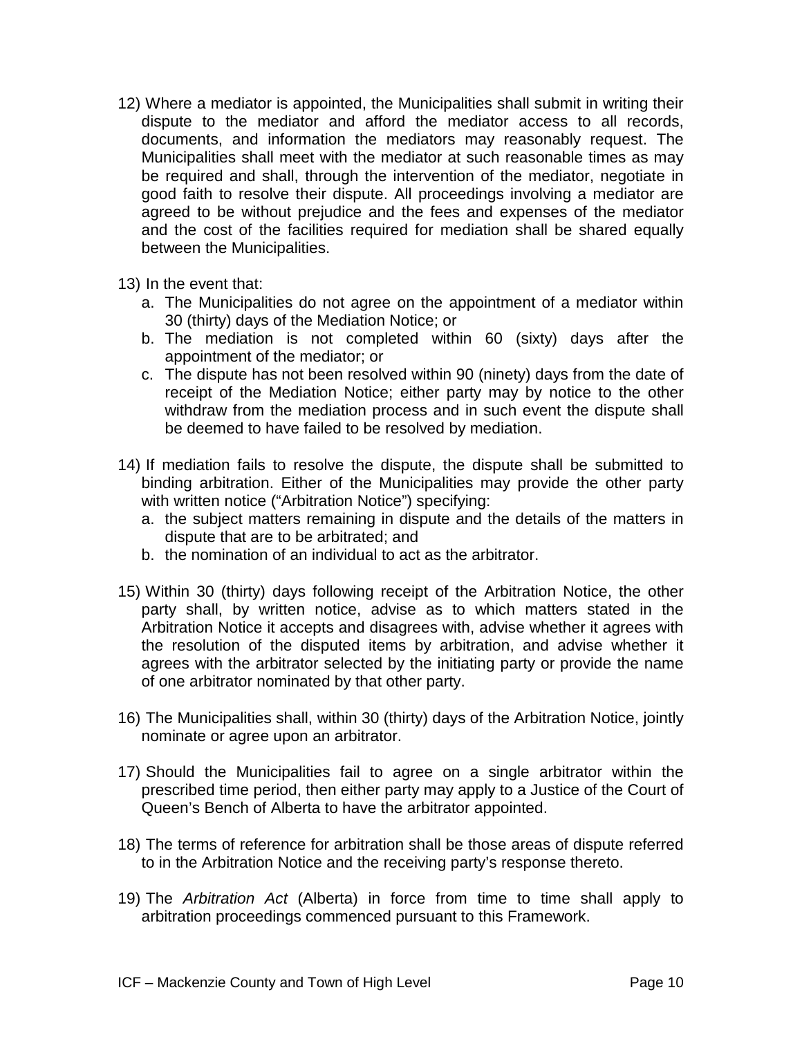12) Where a mediator is appointed, the Municipalities shall submit in writing their dispute to the mediator and afford the mediator access to all records, documents, and information the mediators may reasonably request. The Municipalities shall meet with the mediator at such reasonable times as may be required and shall, through the intervention of the mediator, negotiate in good faith to resolve their dispute. All proceedings involving a mediator are agreed to be without prejudice and the fees and expenses of the mediator and the cost of the facilities required for mediation shall be shared equally between the Municipalities.

13) In the event that:
    a. The Municipalities do not agree on the appointment of a mediator within 30 (thirty) days of the Mediation Notice; or
    b. The mediation is not completed within 60 (sixty) days after the appointment of the mediator; or
    c. The dispute has not been resolved within 90 (ninety) days from the date of receipt of the Mediation Notice; either party may by notice to the other withdraw from the mediation process and in such event the dispute shall be deemed to have failed to be resolved by mediation.

14) If mediation fails to resolve the dispute, the dispute shall be submitted to binding arbitration. Either of the Municipalities may provide the other party with written notice ("Arbitration Notice") specifying:
    a. the subject matters remaining in dispute and the details of the matters in dispute that are to be arbitrated; and
    b. the nomination of an individual to act as the arbitrator.

15) Within 30 (thirty) days following receipt of the Arbitration Notice, the other party shall, by written notice, advise as to which matters stated in the Arbitration Notice it accepts and disagrees with, advise whether it agrees with the resolution of the disputed items by arbitration, and advise whether it agrees with the arbitrator selected by the initiating party or provide the name of one arbitrator nominated by that other party.

16) The Municipalities shall, within 30 (thirty) days of the Arbitration Notice, jointly nominate or agree upon an arbitrator.

17) Should the Municipalities fail to agree on a single arbitrator within the prescribed time period, then either party may apply to a Justice of the Court of Queen's Bench of Alberta to have the arbitrator appointed.

18) The terms of reference for arbitration shall be those areas of dispute referred to in the Arbitration Notice and the receiving party's response thereto.

19) The *Arbitration Act* (Alberta) in force from time to time shall apply to arbitration proceedings commenced pursuant to this Framework.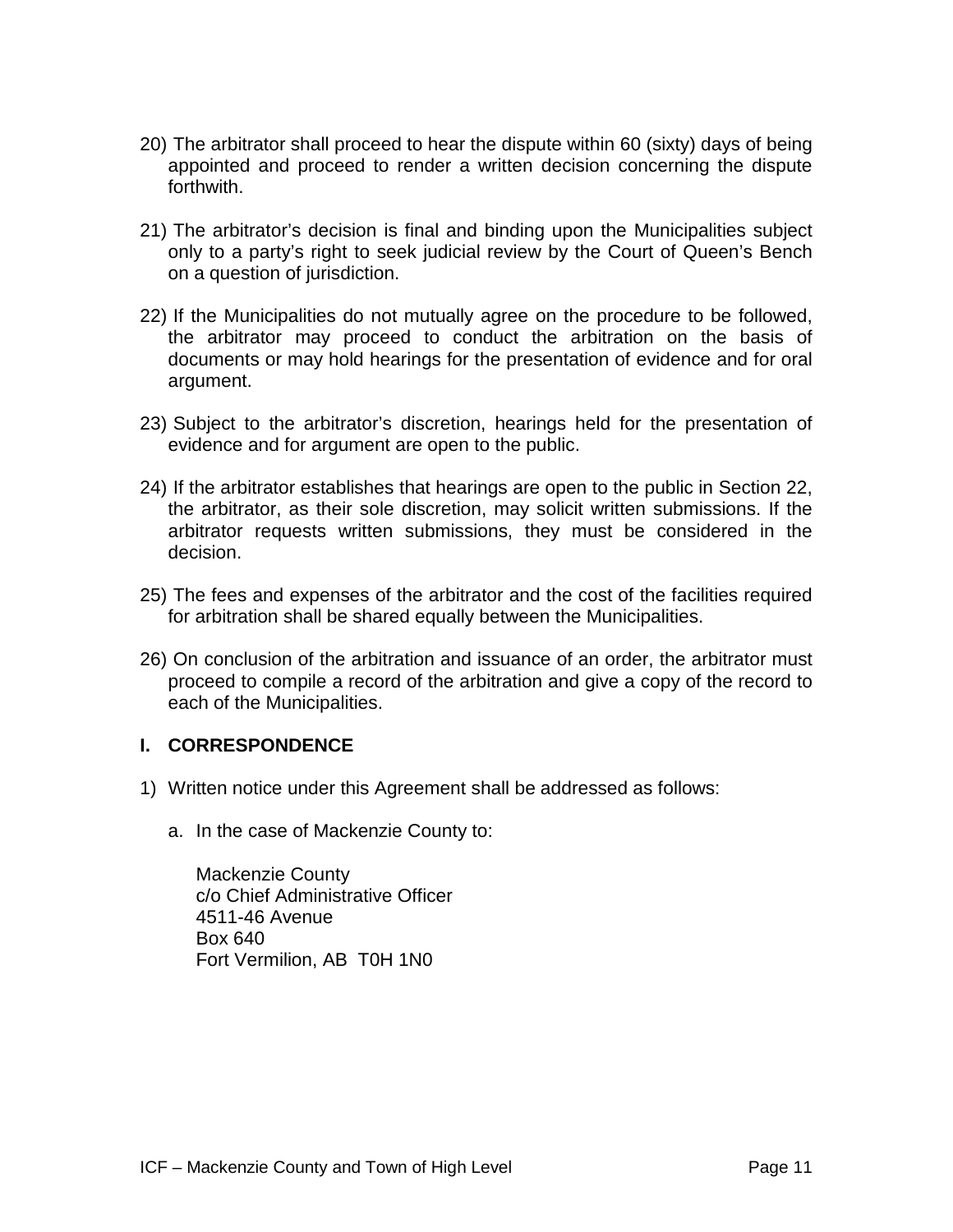20) The arbitrator shall proceed to hear the dispute within 60 (sixty) days of being appointed and proceed to render a written decision concerning the dispute forthwith.

21) The arbitrator's decision is final and binding upon the Municipalities subject only to a party's right to seek judicial review by the Court of Queen's Bench on a question of jurisdiction.

22) If the Municipalities do not mutually agree on the procedure to be followed, the arbitrator may proceed to conduct the arbitration on the basis of documents or may hold hearings for the presentation of evidence and for oral argument.

23) Subject to the arbitrator's discretion, hearings held for the presentation of evidence and for argument are open to the public.

24) If the arbitrator establishes that hearings are open to the public in Section 22, the arbitrator, as their sole discretion, may solicit written submissions. If the arbitrator requests written submissions, they must be considered in the decision.

25) The fees and expenses of the arbitrator and the cost of the facilities required for arbitration shall be shared equally between the Municipalities.

26) On conclusion of the arbitration and issuance of an order, the arbitrator must proceed to compile a record of the arbitration and give a copy of the record to each of the Municipalities.

## I. CORRESPONDENCE

1) Written notice under this Agreement shall be addressed as follows:

   a. In the case of Mackenzie County to:

      Mackenzie County
      c/o Chief Administrative Officer
      4511-46 Avenue
      Box 640
      Fort Vermilion, AB T0H 1N0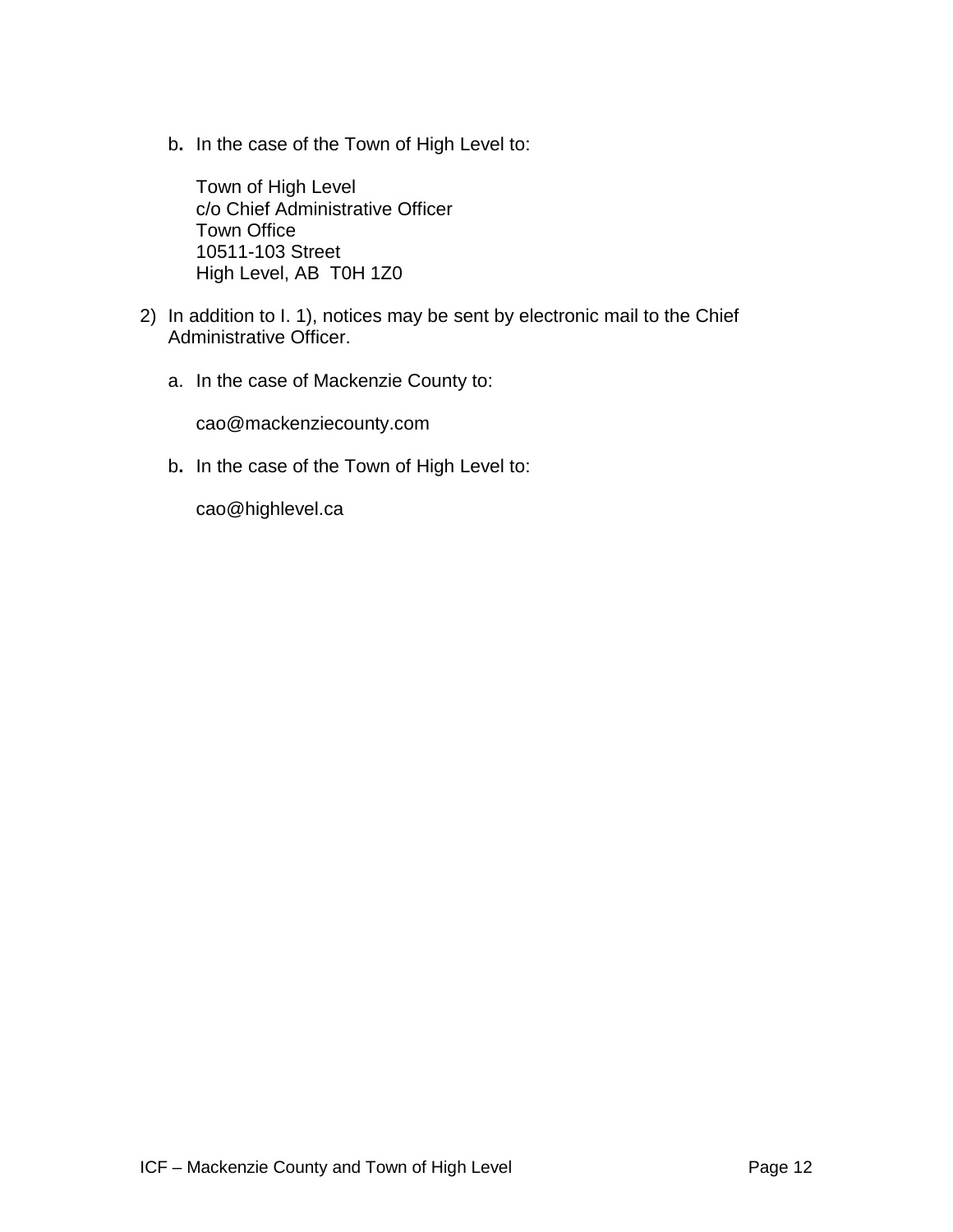b. In the case of the Town of High Level to:

   Town of High Level
   c/o Chief Administrative Officer
   Town Office
   10511-103 Street
   High Level, AB  T0H 1Z0

2) In addition to I. 1), notices may be sent by electronic mail to the Chief Administrative Officer.

   a. In the case of Mackenzie County to:

      cao@mackenziecounty.com

   b. In the case of the Town of High Level to:

      cao@highlevel.ca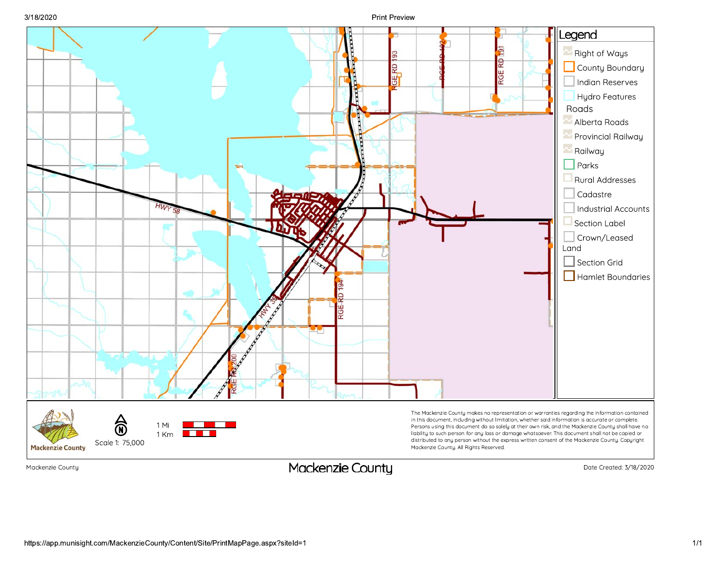Print Preview

HWY 58

HWY 35

RGE RD 193

RGE RD 192

RGE RD 191

RGE RD 194

RGE RD 200

## Legend

- Right of Ways
- County Boundary
- Indian Reserves
- Hydro Features
- Roads
  - Alberta Roads
  - Provincial Railway
  - Railway
- Parks
- Rural Addresses
- Cadastre
- Industrial Accounts
- Section Label
- Crown/Leased Land
- Section Grid
- Hamlet Boundaries

Mackenzie County

N

Scale 1: 75,000

1 Mi

1 Km

The Mackenzie County makes no representation or warranties regarding the information contained in this document, including without limitation, whether said information is accurate or complete. Persons using this document do so solely at their own risk, and the Mackenzie County shall have no liability to such person for any loss or damage whatsoever. This document shall not be copied or distributed to any person without the express written consent of the Mackenzie County. Copyright Mackenzie County. All Rights Reserved.

Mackenzie County

# Mackenzie County

Date Created: 3/18/2020